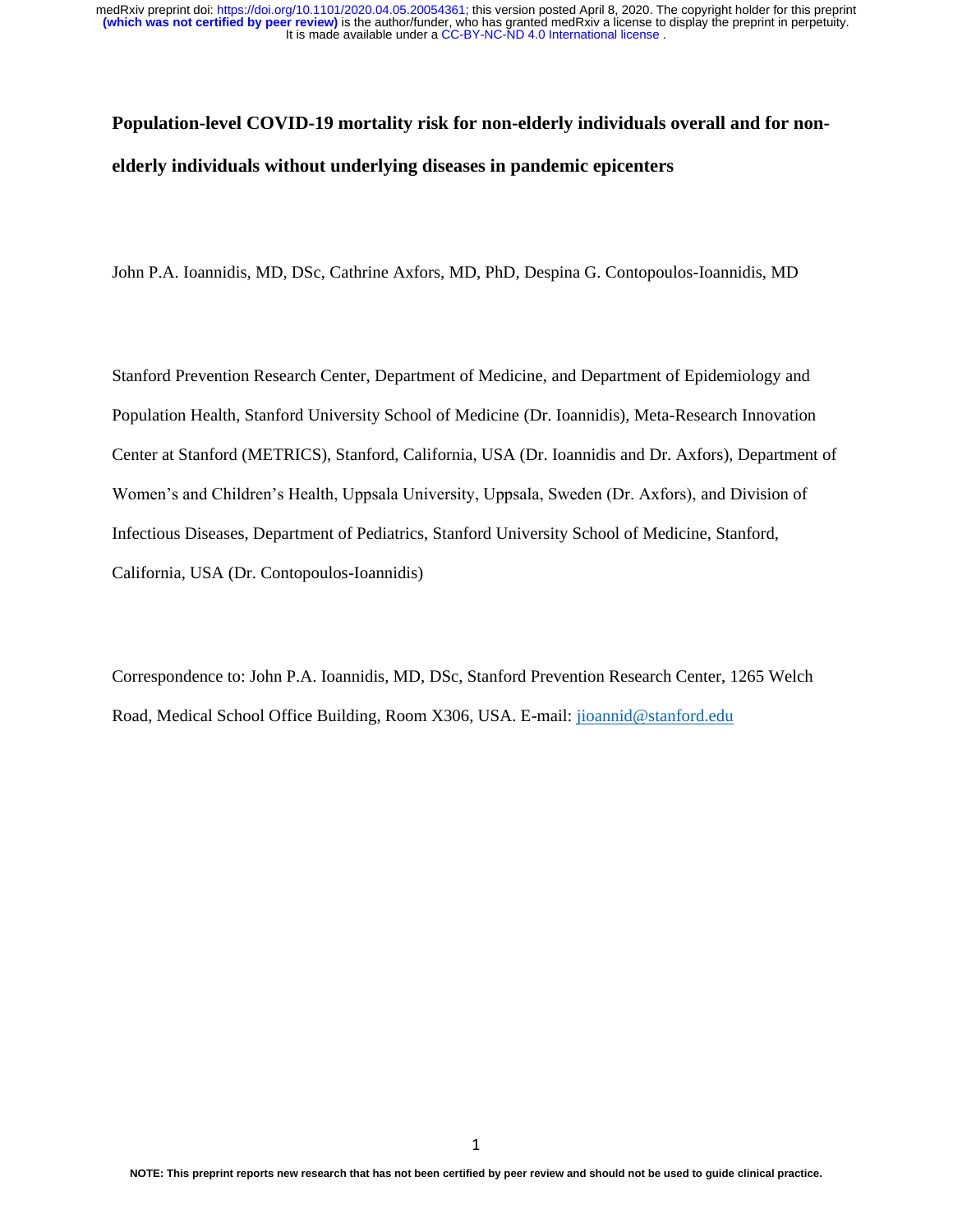# Population-level COVID-19 mortality risk for non-elderly individuals overall and for non-elderly individuals without underlying diseases in pandemic epicenters

John P.A. Ioannidis, MD, DSc, Cathrine Axfors, MD, PhD, Despina G. Contopoulos-Ioannidis, MD

Stanford Prevention Research Center, Department of Medicine, and Department of Epidemiology and Population Health, Stanford University School of Medicine (Dr. Ioannidis), Meta-Research Innovation Center at Stanford (METRICS), Stanford, California, USA (Dr. Ioannidis and Dr. Axfors), Department of Women's and Children's Health, Uppsala University, Uppsala, Sweden (Dr. Axfors), and Division of Infectious Diseases, Department of Pediatrics, Stanford University School of Medicine, Stanford, California, USA (Dr. Contopoulos-Ioannidis)

Correspondence to: John P.A. Ioannidis, MD, DSc, Stanford Prevention Research Center, 1265 Welch Road, Medical School Office Building, Room X306, USA. E-mail: jioannid@stanford.edu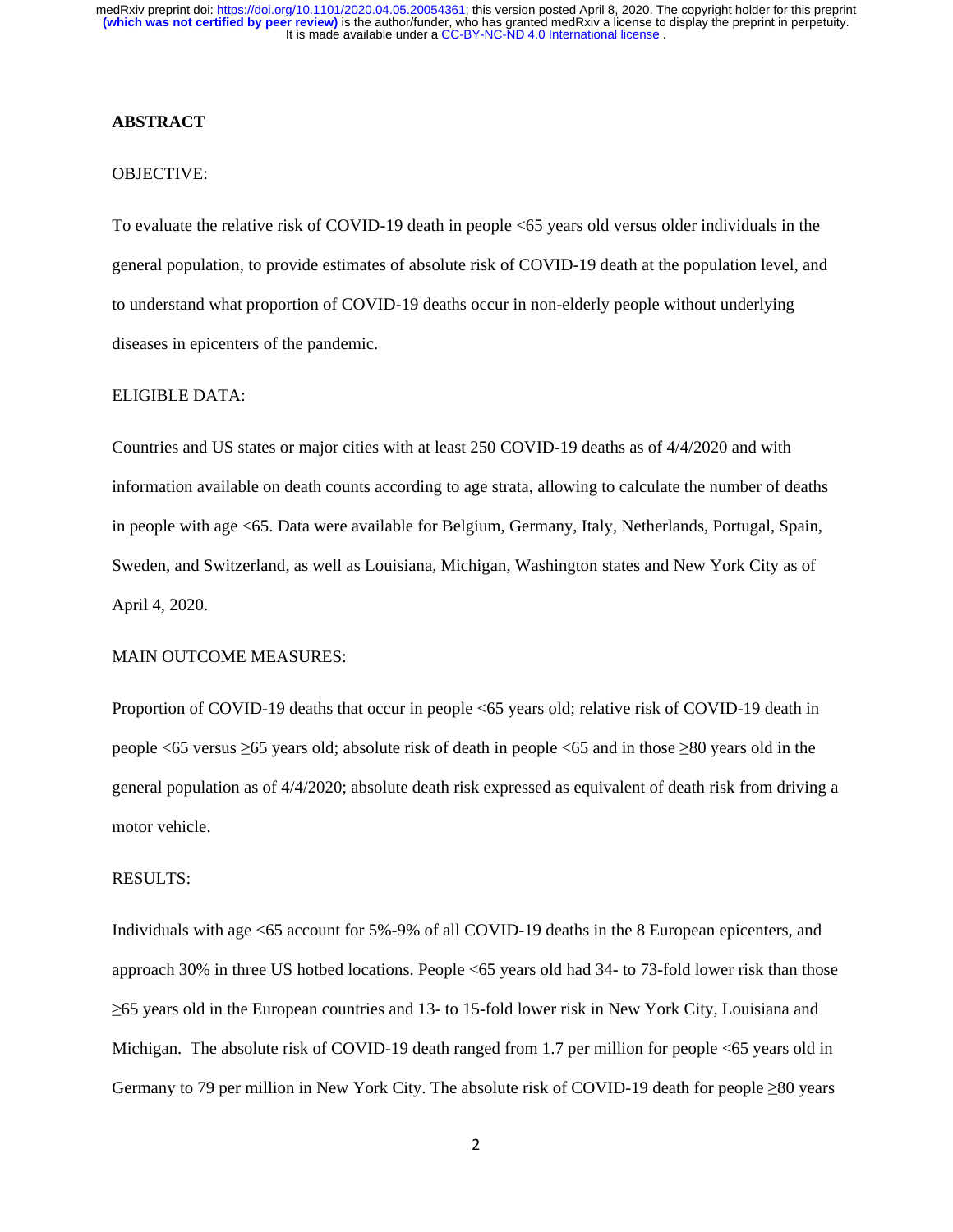## ABSTRACT

OBJECTIVE:

To evaluate the relative risk of COVID-19 death in people <65 years old versus older individuals in the general population, to provide estimates of absolute risk of COVID-19 death at the population level, and to understand what proportion of COVID-19 deaths occur in non-elderly people without underlying diseases in epicenters of the pandemic.

ELIGIBLE DATA:

Countries and US states or major cities with at least 250 COVID-19 deaths as of 4/4/2020 and with information available on death counts according to age strata, allowing to calculate the number of deaths in people with age <65. Data were available for Belgium, Germany, Italy, Netherlands, Portugal, Spain, Sweden, and Switzerland, as well as Louisiana, Michigan, Washington states and New York City as of April 4, 2020.

MAIN OUTCOME MEASURES:

Proportion of COVID-19 deaths that occur in people <65 years old; relative risk of COVID-19 death in people <65 versus ≥65 years old; absolute risk of death in people <65 and in those ≥80 years old in the general population as of 4/4/2020; absolute death risk expressed as equivalent of death risk from driving a motor vehicle.

RESULTS:

Individuals with age <65 account for 5%-9% of all COVID-19 deaths in the 8 European epicenters, and approach 30% in three US hotbed locations. People <65 years old had 34- to 73-fold lower risk than those ≥65 years old in the European countries and 13- to 15-fold lower risk in New York City, Louisiana and Michigan. The absolute risk of COVID-19 death ranged from 1.7 per million for people <65 years old in Germany to 79 per million in New York City. The absolute risk of COVID-19 death for people ≥80 years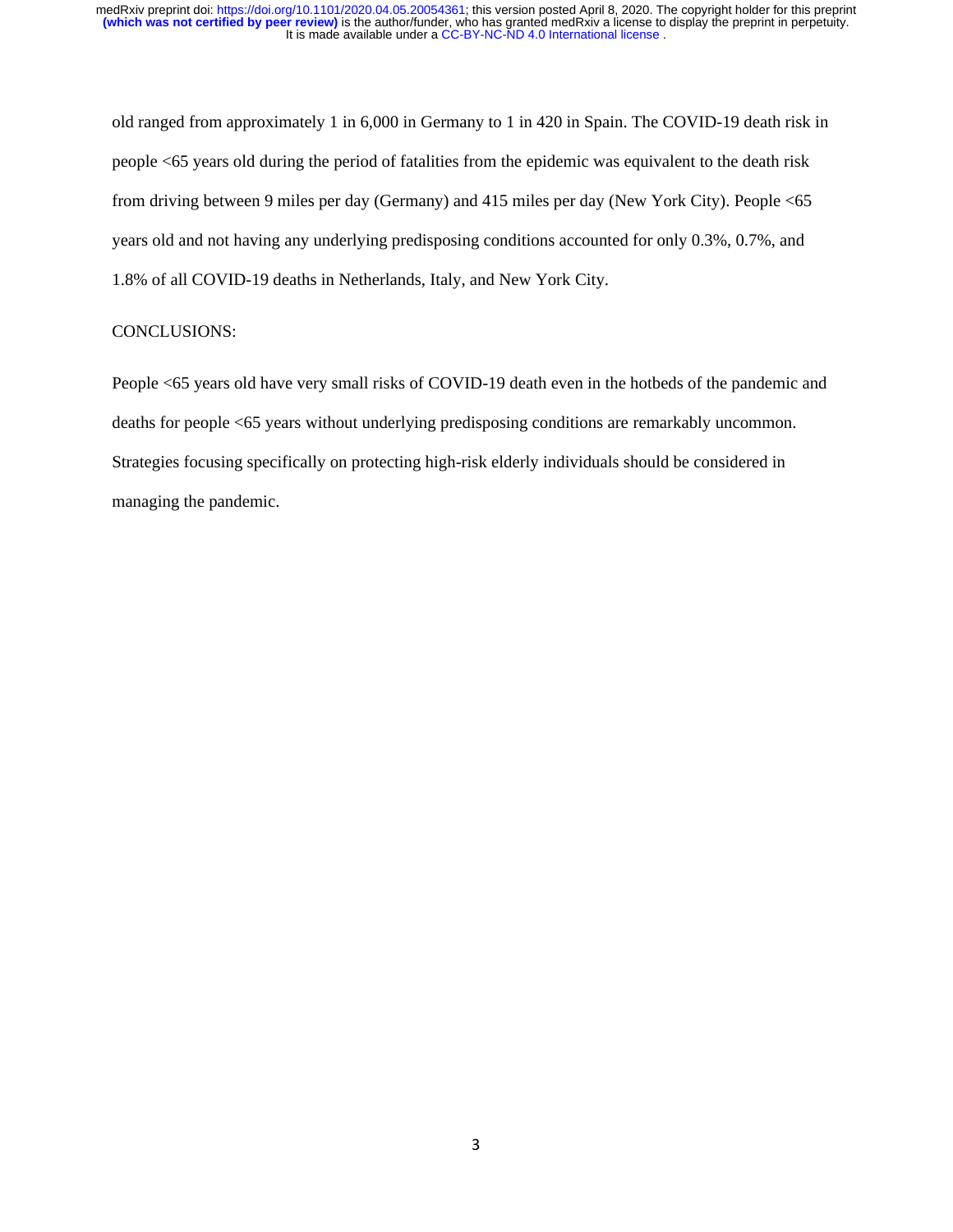old ranged from approximately 1 in 6,000 in Germany to 1 in 420 in Spain. The COVID-19 death risk in people <65 years old during the period of fatalities from the epidemic was equivalent to the death risk from driving between 9 miles per day (Germany) and 415 miles per day (New York City). People <65 years old and not having any underlying predisposing conditions accounted for only 0.3%, 0.7%, and 1.8% of all COVID-19 deaths in Netherlands, Italy, and New York City.

CONCLUSIONS:

People <65 years old have very small risks of COVID-19 death even in the hotbeds of the pandemic and deaths for people <65 years without underlying predisposing conditions are remarkably uncommon. Strategies focusing specifically on protecting high-risk elderly individuals should be considered in managing the pandemic.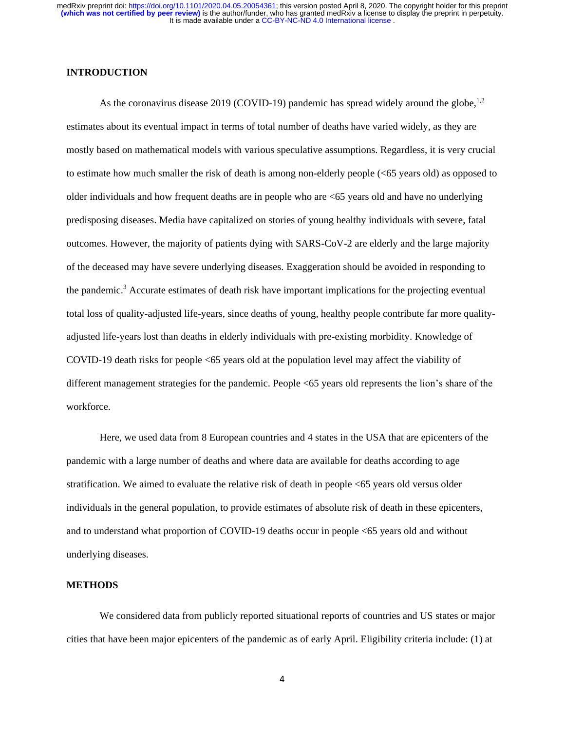## INTRODUCTION

As the coronavirus disease 2019 (COVID-19) pandemic has spread widely around the globe,[1,2] estimates about its eventual impact in terms of total number of deaths have varied widely, as they are mostly based on mathematical models with various speculative assumptions. Regardless, it is very crucial to estimate how much smaller the risk of death is among non-elderly people (<65 years old) as opposed to older individuals and how frequent deaths are in people who are <65 years old and have no underlying predisposing diseases. Media have capitalized on stories of young healthy individuals with severe, fatal outcomes. However, the majority of patients dying with SARS-CoV-2 are elderly and the large majority of the deceased may have severe underlying diseases. Exaggeration should be avoided in responding to the pandemic.[3] Accurate estimates of death risk have important implications for the projecting eventual total loss of quality-adjusted life-years, since deaths of young, healthy people contribute far more quality-adjusted life-years lost than deaths in elderly individuals with pre-existing morbidity. Knowledge of COVID-19 death risks for people <65 years old at the population level may affect the viability of different management strategies for the pandemic. People <65 years old represents the lion's share of the workforce.

Here, we used data from 8 European countries and 4 states in the USA that are epicenters of the pandemic with a large number of deaths and where data are available for deaths according to age stratification. We aimed to evaluate the relative risk of death in people <65 years old versus older individuals in the general population, to provide estimates of absolute risk of death in these epicenters, and to understand what proportion of COVID-19 deaths occur in people <65 years old and without underlying diseases.

## METHODS

We considered data from publicly reported situational reports of countries and US states or major cities that have been major epicenters of the pandemic as of early April. Eligibility criteria include: (1) at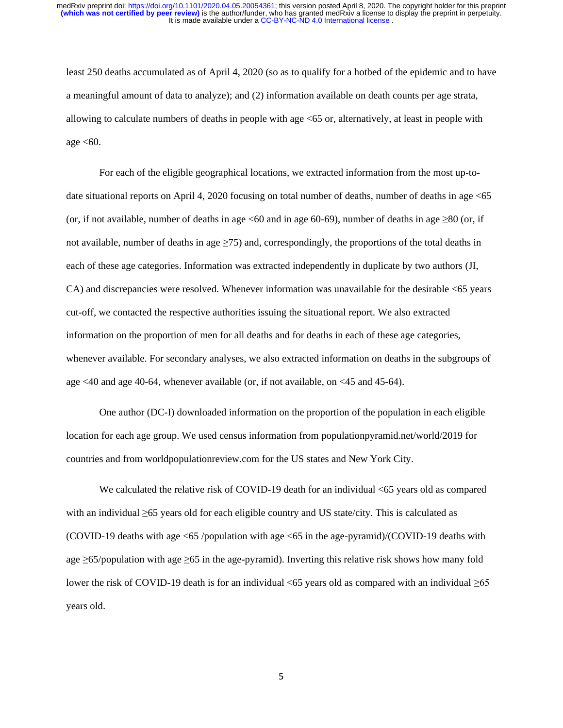least 250 deaths accumulated as of April 4, 2020 (so as to qualify for a hotbed of the epidemic and to have a meaningful amount of data to analyze); and (2) information available on death counts per age strata, allowing to calculate numbers of deaths in people with age <65 or, alternatively, at least in people with age <60.

For each of the eligible geographical locations, we extracted information from the most up-to-date situational reports on April 4, 2020 focusing on total number of deaths, number of deaths in age <65 (or, if not available, number of deaths in age <60 and in age 60-69), number of deaths in age ≥80 (or, if not available, number of deaths in age ≥75) and, correspondingly, the proportions of the total deaths in each of these age categories. Information was extracted independently in duplicate by two authors (JI, CA) and discrepancies were resolved. Whenever information was unavailable for the desirable <65 years cut-off, we contacted the respective authorities issuing the situational report. We also extracted information on the proportion of men for all deaths and for deaths in each of these age categories, whenever available. For secondary analyses, we also extracted information on deaths in the subgroups of age <40 and age 40-64, whenever available (or, if not available, on <45 and 45-64).

One author (DC-I) downloaded information on the proportion of the population in each eligible location for each age group. We used census information from populationpyramid.net/world/2019 for countries and from worldpopulationreview.com for the US states and New York City.

We calculated the relative risk of COVID-19 death for an individual <65 years old as compared with an individual ≥65 years old for each eligible country and US state/city. This is calculated as (COVID-19 deaths with age <65 /population with age <65 in the age-pyramid)/(COVID-19 deaths with age ≥65/population with age ≥65 in the age-pyramid). Inverting this relative risk shows how many fold lower the risk of COVID-19 death is for an individual <65 years old as compared with an individual ≥65 years old.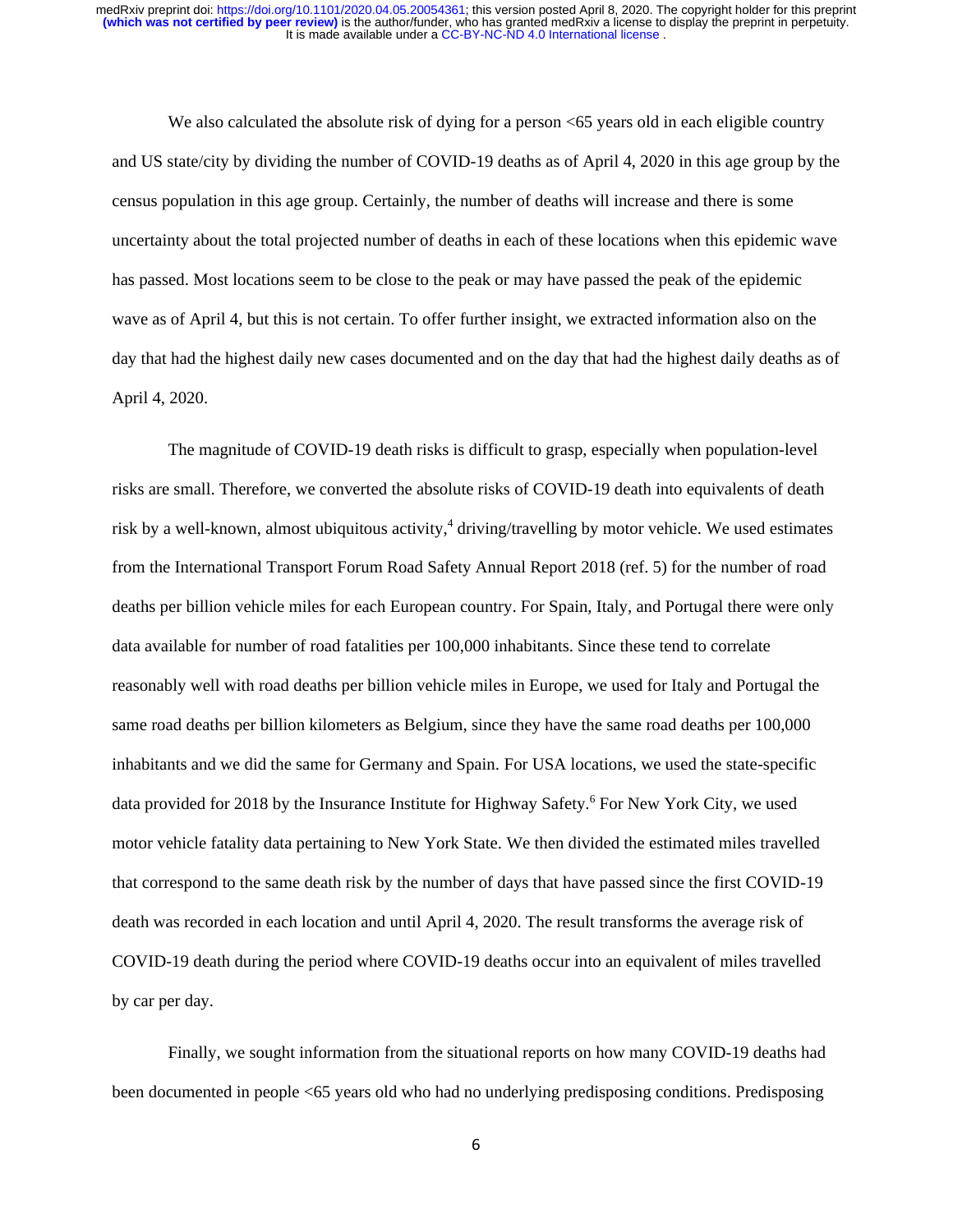We also calculated the absolute risk of dying for a person <65 years old in each eligible country and US state/city by dividing the number of COVID-19 deaths as of April 4, 2020 in this age group by the census population in this age group. Certainly, the number of deaths will increase and there is some uncertainty about the total projected number of deaths in each of these locations when this epidemic wave has passed. Most locations seem to be close to the peak or may have passed the peak of the epidemic wave as of April 4, but this is not certain. To offer further insight, we extracted information also on the day that had the highest daily new cases documented and on the day that had the highest daily deaths as of April 4, 2020.

The magnitude of COVID-19 death risks is difficult to grasp, especially when population-level risks are small. Therefore, we converted the absolute risks of COVID-19 death into equivalents of death risk by a well-known, almost ubiquitous activity,[4] driving/travelling by motor vehicle. We used estimates from the International Transport Forum Road Safety Annual Report 2018 (ref. 5) for the number of road deaths per billion vehicle miles for each European country. For Spain, Italy, and Portugal there were only data available for number of road fatalities per 100,000 inhabitants. Since these tend to correlate reasonably well with road deaths per billion vehicle miles in Europe, we used for Italy and Portugal the same road deaths per billion kilometers as Belgium, since they have the same road deaths per 100,000 inhabitants and we did the same for Germany and Spain. For USA locations, we used the state-specific data provided for 2018 by the Insurance Institute for Highway Safety.[6] For New York City, we used motor vehicle fatality data pertaining to New York State. We then divided the estimated miles travelled that correspond to the same death risk by the number of days that have passed since the first COVID-19 death was recorded in each location and until April 4, 2020. The result transforms the average risk of COVID-19 death during the period where COVID-19 deaths occur into an equivalent of miles travelled by car per day.

Finally, we sought information from the situational reports on how many COVID-19 deaths had been documented in people <65 years old who had no underlying predisposing conditions. Predisposing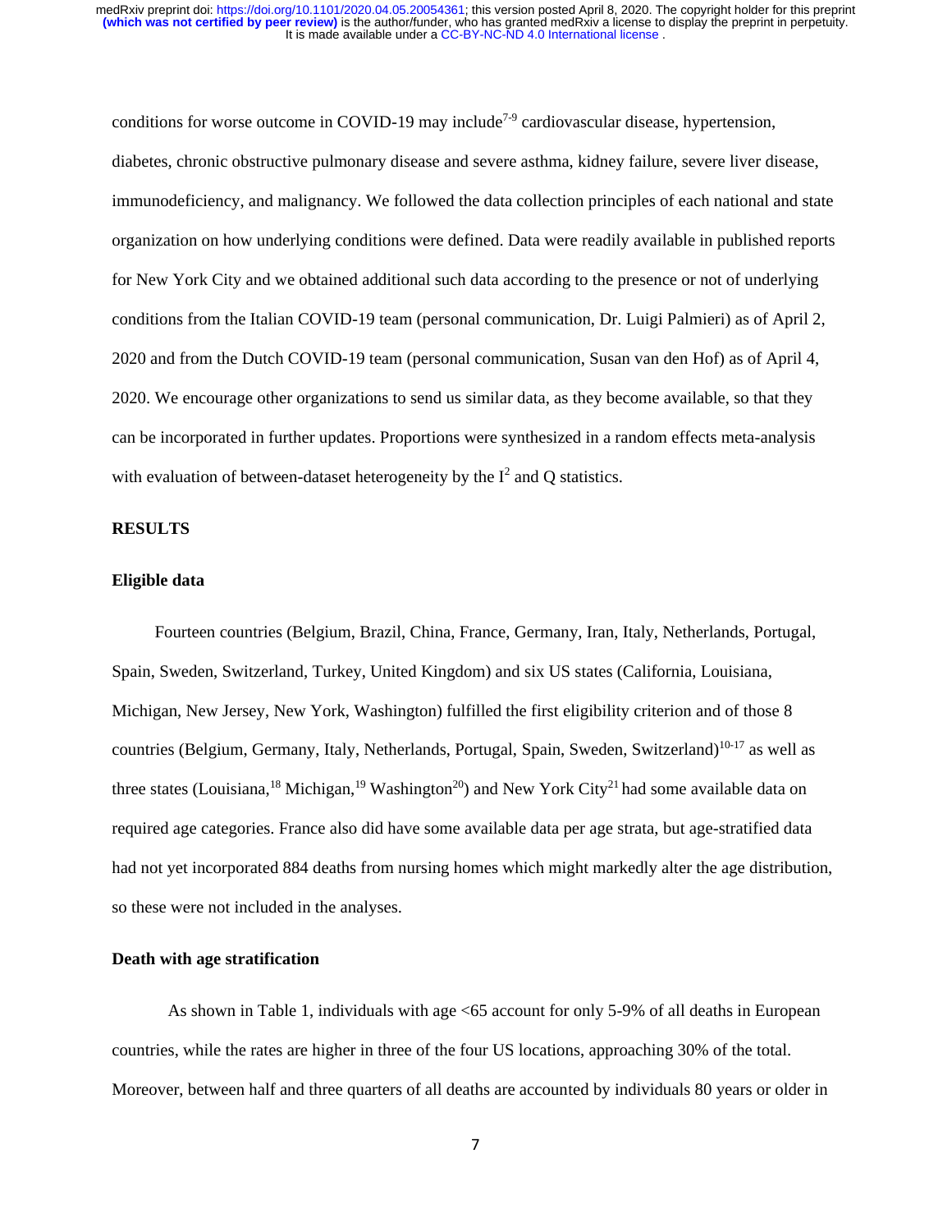conditions for worse outcome in COVID-19 may include[7-9] cardiovascular disease, hypertension, diabetes, chronic obstructive pulmonary disease and severe asthma, kidney failure, severe liver disease, immunodeficiency, and malignancy. We followed the data collection principles of each national and state organization on how underlying conditions were defined. Data were readily available in published reports for New York City and we obtained additional such data according to the presence or not of underlying conditions from the Italian COVID-19 team (personal communication, Dr. Luigi Palmieri) as of April 2, 2020 and from the Dutch COVID-19 team (personal communication, Susan van den Hof) as of April 4, 2020. We encourage other organizations to send us similar data, as they become available, so that they can be incorporated in further updates. Proportions were synthesized in a random effects meta-analysis with evaluation of between-dataset heterogeneity by the $I^2$ and Q statistics.

## RESULTS

### Eligible data

Fourteen countries (Belgium, Brazil, China, France, Germany, Iran, Italy, Netherlands, Portugal, Spain, Sweden, Switzerland, Turkey, United Kingdom) and six US states (California, Louisiana, Michigan, New Jersey, New York, Washington) fulfilled the first eligibility criterion and of those 8 countries (Belgium, Germany, Italy, Netherlands, Portugal, Spain, Sweden, Switzerland)[10-17] as well as three states (Louisiana,[18] Michigan,[19] Washington[20]) and New York City[21] had some available data on required age categories. France also did have some available data per age strata, but age-stratified data had not yet incorporated 884 deaths from nursing homes which might markedly alter the age distribution, so these were not included in the analyses.

### Death with age stratification

As shown in Table 1, individuals with age <65 account for only 5-9% of all deaths in European countries, while the rates are higher in three of the four US locations, approaching 30% of the total. Moreover, between half and three quarters of all deaths are accounted by individuals 80 years or older in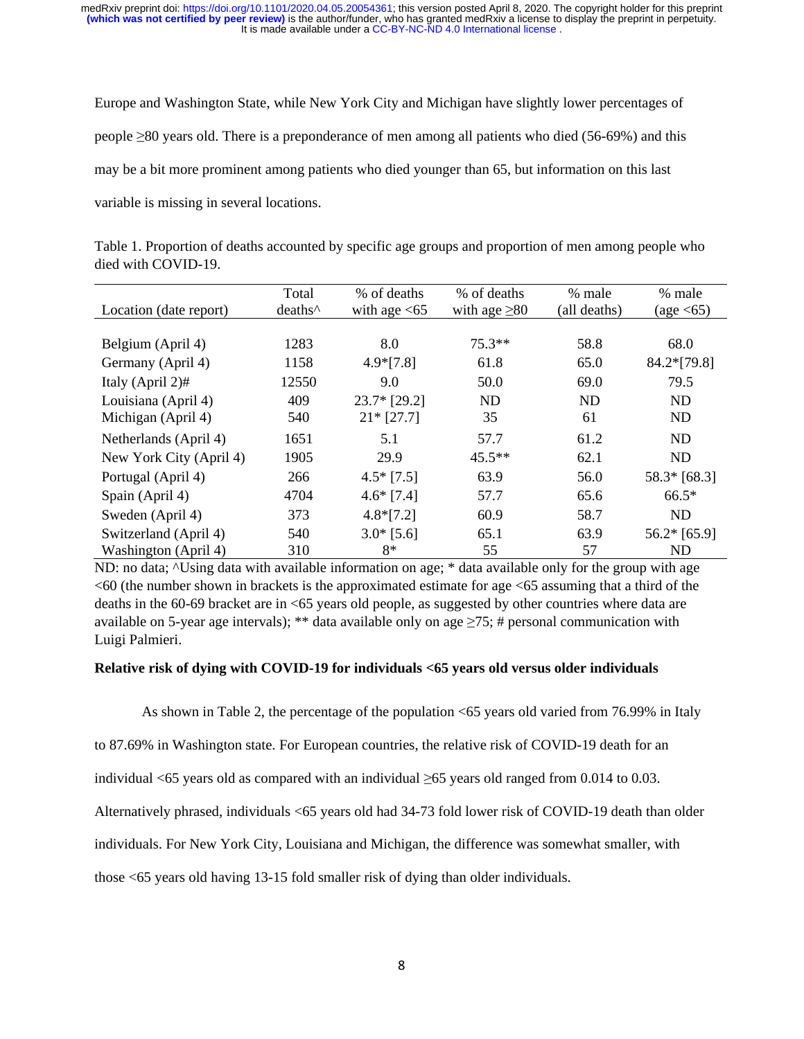Europe and Washington State, while New York City and Michigan have slightly lower percentages of people ≥80 years old. There is a preponderance of men among all patients who died (56-69%) and this may be a bit more prominent among patients who died younger than 65, but information on this last variable is missing in several locations.

Table 1. Proportion of deaths accounted by specific age groups and proportion of men among people who died with COVID-19.

| Location (date report) | Total deaths^ | % of deaths with age <65 | % of deaths with age ≥80 | % male (all deaths) | % male (age <65) |
|---|---|---|---|---|---|
| Belgium (April 4) | 1283 | 8.0 | 75.3** | 58.8 | 68.0 |
| Germany (April 4) | 1158 | 4.9*[7.8] | 61.8 | 65.0 | 84.2*[79.8] |
| Italy (April 2)# | 12550 | 9.0 | 50.0 | 69.0 | 79.5 |
| Louisiana (April 4) | 409 | 23.7* [29.2] | ND | ND | ND |
| Michigan (April 4) | 540 | 21* [27.7] | 35 | 61 | ND |
| Netherlands (April 4) | 1651 | 5.1 | 57.7 | 61.2 | ND |
| New York City (April 4) | 1905 | 29.9 | 45.5** | 62.1 | ND |
| Portugal (April 4) | 266 | 4.5* [7.5] | 63.9 | 56.0 | 58.3* [68.3] |
| Spain (April 4) | 4704 | 4.6* [7.4] | 57.7 | 65.6 | 66.5* |
| Sweden (April 4) | 373 | 4.8*[7.2] | 60.9 | 58.7 | ND |
| Switzerland (April 4) | 540 | 3.0* [5.6] | 65.1 | 63.9 | 56.2* [65.9] |
| Washington (April 4) | 310 | 8* | 55 | 57 | ND |

ND: no data; ^Using data with available information on age; * data available only for the group with age <60 (the number shown in brackets is the approximated estimate for age <65 assuming that a third of the deaths in the 60-69 bracket are in <65 years old people, as suggested by other countries where data are available on 5-year age intervals); ** data available only on age ≥75; # personal communication with Luigi Palmieri.

**Relative risk of dying with COVID-19 for individuals <65 years old versus older individuals**

As shown in Table 2, the percentage of the population <65 years old varied from 76.99% in Italy to 87.69% in Washington state. For European countries, the relative risk of COVID-19 death for an individual <65 years old as compared with an individual ≥65 years old ranged from 0.014 to 0.03. Alternatively phrased, individuals <65 years old had 34-73 fold lower risk of COVID-19 death than older individuals. For New York City, Louisiana and Michigan, the difference was somewhat smaller, with those <65 years old having 13-15 fold smaller risk of dying than older individuals.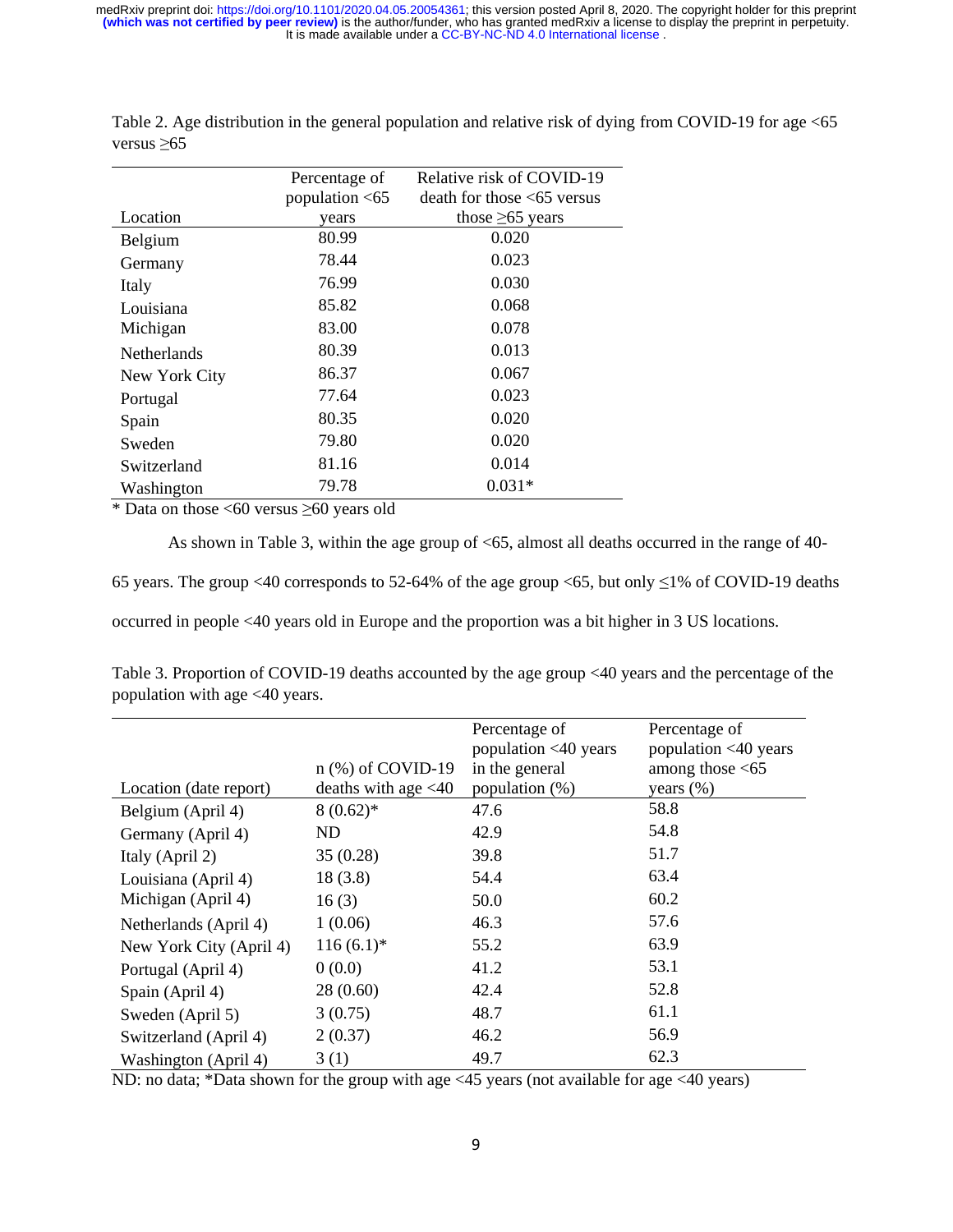Table 2. Age distribution in the general population and relative risk of dying from COVID-19 for age <65 versus ≥65

| Location | Percentage of population <65 years | Relative risk of COVID-19 death for those <65 versus those ≥65 years |
|---|---|---|
| Belgium | 80.99 | 0.020 |
| Germany | 78.44 | 0.023 |
| Italy | 76.99 | 0.030 |
| Louisiana | 85.82 | 0.068 |
| Michigan | 83.00 | 0.078 |
| Netherlands | 80.39 | 0.013 |
| New York City | 86.37 | 0.067 |
| Portugal | 77.64 | 0.023 |
| Spain | 80.35 | 0.020 |
| Sweden | 79.80 | 0.020 |
| Switzerland | 81.16 | 0.014 |
| Washington | 79.78 | 0.031* |

* Data on those <60 versus ≥60 years old

As shown in Table 3, within the age group of <65, almost all deaths occurred in the range of 40-65 years. The group <40 corresponds to 52-64% of the age group <65, but only ≤1% of COVID-19 deaths occurred in people <40 years old in Europe and the proportion was a bit higher in 3 US locations.

Table 3. Proportion of COVID-19 deaths accounted by the age group <40 years and the percentage of the population with age <40 years.

| Location (date report) | n (%) of COVID-19 deaths with age <40 | Percentage of population <40 years in the general population (%) | Percentage of population <40 years among those <65 years (%) |
|---|---|---|---|
| Belgium (April 4) | 8 (0.62)* | 47.6 | 58.8 |
| Germany (April 4) | ND | 42.9 | 54.8 |
| Italy (April 2) | 35 (0.28) | 39.8 | 51.7 |
| Louisiana (April 4) | 18 (3.8) | 54.4 | 63.4 |
| Michigan (April 4) | 16 (3) | 50.0 | 60.2 |
| Netherlands (April 4) | 1 (0.06) | 46.3 | 57.6 |
| New York City (April 4) | 116 (6.1)* | 55.2 | 63.9 |
| Portugal (April 4) | 0 (0.0) | 41.2 | 53.1 |
| Spain (April 4) | 28 (0.60) | 42.4 | 52.8 |
| Sweden (April 5) | 3 (0.75) | 48.7 | 61.1 |
| Switzerland (April 4) | 2 (0.37) | 46.2 | 56.9 |
| Washington (April 4) | 3 (1) | 49.7 | 62.3 |

ND: no data; *Data shown for the group with age <45 years (not available for age <40 years)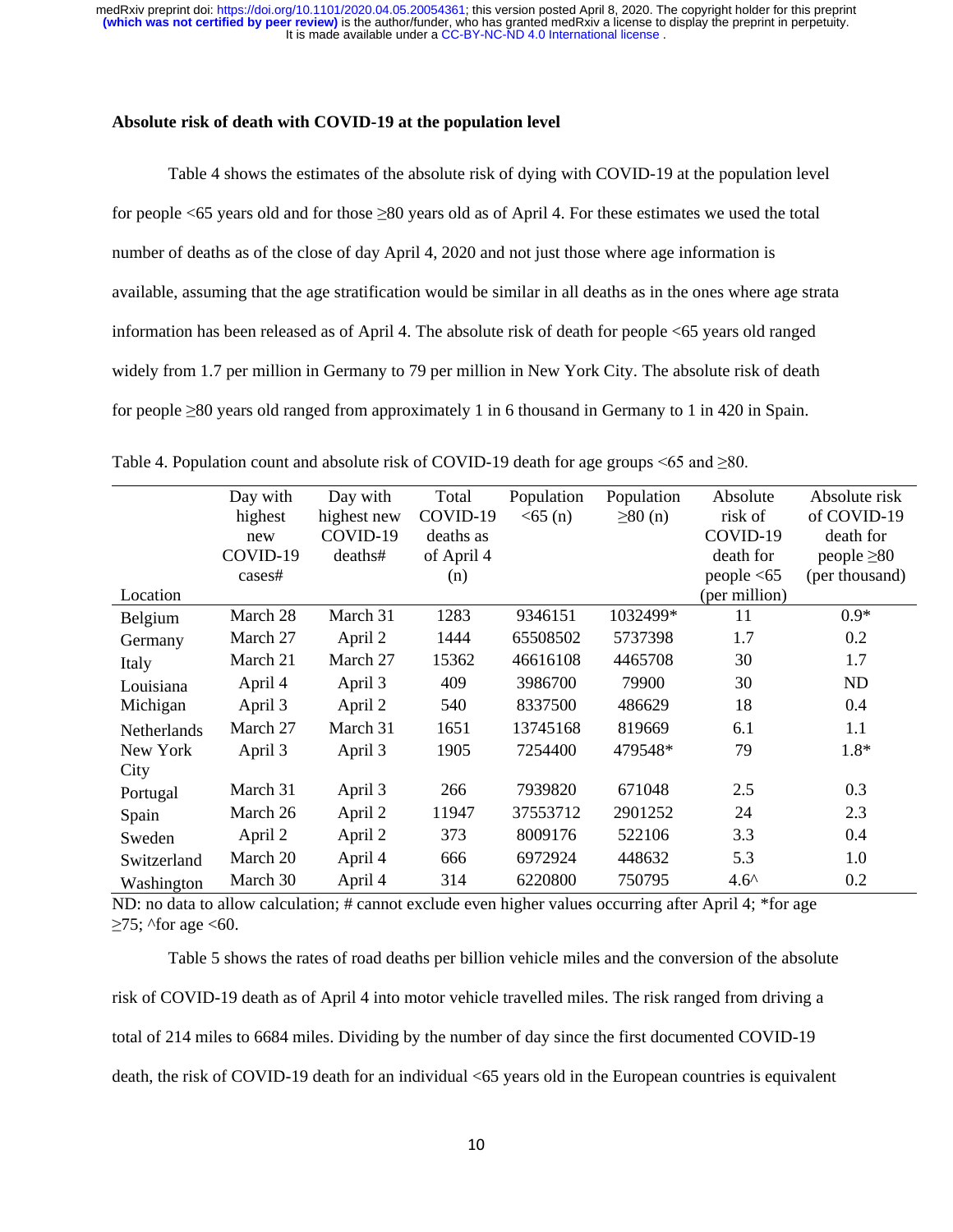**Absolute risk of death with COVID-19 at the population level**

Table 4 shows the estimates of the absolute risk of dying with COVID-19 at the population level for people <65 years old and for those ≥80 years old as of April 4. For these estimates we used the total number of deaths as of the close of day April 4, 2020 and not just those where age information is available, assuming that the age stratification would be similar in all deaths as in the ones where age strata information has been released as of April 4. The absolute risk of death for people <65 years old ranged widely from 1.7 per million in Germany to 79 per million in New York City. The absolute risk of death for people ≥80 years old ranged from approximately 1 in 6 thousand in Germany to 1 in 420 in Spain.

Table 4. Population count and absolute risk of COVID-19 death for age groups <65 and ≥80.

| Location | Day with highest new COVID-19 cases# | Day with highest new COVID-19 deaths# | Total COVID-19 deaths as of April 4 (n) | Population <65 (n) | Population ≥80 (n) | Absolute risk of COVID-19 death for people <65 (per million) | Absolute risk of COVID-19 death for people ≥80 (per thousand) |
|---|---|---|---|---|---|---|---|
| Belgium | March 28 | March 31 | 1283 | 9346151 | 1032499* | 11 | 0.9* |
| Germany | March 27 | April 2 | 1444 | 65508502 | 5737398 | 1.7 | 0.2 |
| Italy | March 21 | March 27 | 15362 | 46616108 | 4465708 | 30 | 1.7 |
| Louisiana | April 4 | April 3 | 409 | 3986700 | 79900 | 30 | ND |
| Michigan | April 3 | April 2 | 540 | 8337500 | 486629 | 18 | 0.4 |
| Netherlands | March 27 | March 31 | 1651 | 13745168 | 819669 | 6.1 | 1.1 |
| New York City | April 3 | April 3 | 1905 | 7254400 | 479548* | 79 | 1.8* |
| Portugal | March 31 | April 3 | 266 | 7939820 | 671048 | 2.5 | 0.3 |
| Spain | March 26 | April 2 | 11947 | 37553712 | 2901252 | 24 | 2.3 |
| Sweden | April 2 | April 2 | 373 | 8009176 | 522106 | 3.3 | 0.4 |
| Switzerland | March 20 | April 4 | 666 | 6972924 | 448632 | 5.3 | 1.0 |
| Washington | March 30 | April 4 | 314 | 6220800 | 750795 | 4.6^ | 0.2 |

ND: no data to allow calculation; # cannot exclude even higher values occurring after April 4; *for age ≥75; ^for age <60.

Table 5 shows the rates of road deaths per billion vehicle miles and the conversion of the absolute risk of COVID-19 death as of April 4 into motor vehicle travelled miles. The risk ranged from driving a total of 214 miles to 6684 miles. Dividing by the number of day since the first documented COVID-19 death, the risk of COVID-19 death for an individual <65 years old in the European countries is equivalent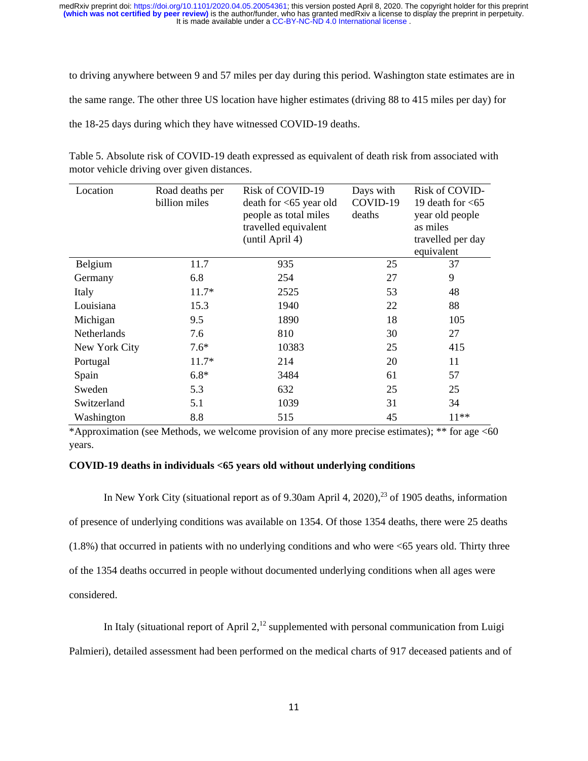to driving anywhere between 9 and 57 miles per day during this period. Washington state estimates are in the same range. The other three US location have higher estimates (driving 88 to 415 miles per day) for the 18-25 days during which they have witnessed COVID-19 deaths.

Table 5. Absolute risk of COVID-19 death expressed as equivalent of death risk from associated with motor vehicle driving over given distances.

| Location | Road deaths per billion miles | Risk of COVID-19 death for <65 year old people as total miles travelled equivalent (until April 4) | Days with COVID-19 deaths | Risk of COVID-19 death for <65 year old people as miles travelled per day equivalent |
|---|---|---|---|---|
| Belgium | 11.7 | 935 | 25 | 37 |
| Germany | 6.8 | 254 | 27 | 9 |
| Italy | 11.7* | 2525 | 53 | 48 |
| Louisiana | 15.3 | 1940 | 22 | 88 |
| Michigan | 9.5 | 1890 | 18 | 105 |
| Netherlands | 7.6 | 810 | 30 | 27 |
| New York City | 7.6* | 10383 | 25 | 415 |
| Portugal | 11.7* | 214 | 20 | 11 |
| Spain | 6.8* | 3484 | 61 | 57 |
| Sweden | 5.3 | 632 | 25 | 25 |
| Switzerland | 5.1 | 1039 | 31 | 34 |
| Washington | 8.8 | 515 | 45 | 11** |

*Approximation (see Methods, we welcome provision of any more precise estimates); ** for age <60 years.

**COVID-19 deaths in individuals <65 years old without underlying conditions**

In New York City (situational report as of 9.30am April 4, 2020),[23] of 1905 deaths, information of presence of underlying conditions was available on 1354. Of those 1354 deaths, there were 25 deaths (1.8%) that occurred in patients with no underlying conditions and who were <65 years old. Thirty three of the 1354 deaths occurred in people without documented underlying conditions when all ages were considered.

In Italy (situational report of April 2,[12] supplemented with personal communication from Luigi Palmieri), detailed assessment had been performed on the medical charts of 917 deceased patients and of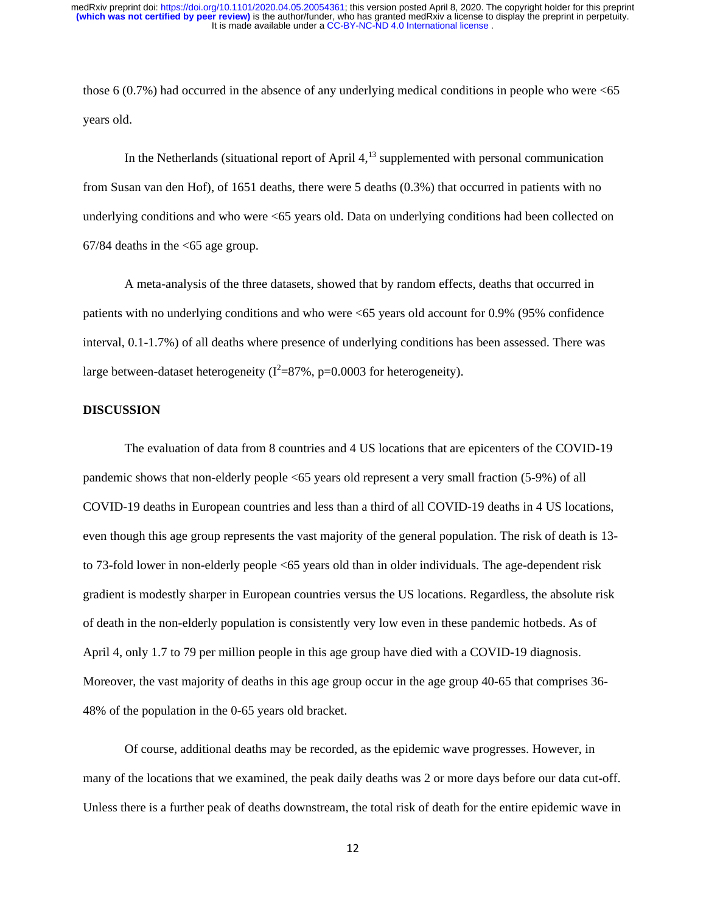those 6 (0.7%) had occurred in the absence of any underlying medical conditions in people who were <65 years old.

In the Netherlands (situational report of April 4,[13] supplemented with personal communication from Susan van den Hof), of 1651 deaths, there were 5 deaths (0.3%) that occurred in patients with no underlying conditions and who were <65 years old. Data on underlying conditions had been collected on 67/84 deaths in the <65 age group.

A meta-analysis of the three datasets, showed that by random effects, deaths that occurred in patients with no underlying conditions and who were <65 years old account for 0.9% (95% confidence interval, 0.1-1.7%) of all deaths where presence of underlying conditions has been assessed. There was large between-dataset heterogeneity ($I^2$=87%, p=0.0003 for heterogeneity).

## DISCUSSION

The evaluation of data from 8 countries and 4 US locations that are epicenters of the COVID-19 pandemic shows that non-elderly people <65 years old represent a very small fraction (5-9%) of all COVID-19 deaths in European countries and less than a third of all COVID-19 deaths in 4 US locations, even though this age group represents the vast majority of the general population. The risk of death is 13- to 73-fold lower in non-elderly people <65 years old than in older individuals. The age-dependent risk gradient is modestly sharper in European countries versus the US locations. Regardless, the absolute risk of death in the non-elderly population is consistently very low even in these pandemic hotbeds. As of April 4, only 1.7 to 79 per million people in this age group have died with a COVID-19 diagnosis. Moreover, the vast majority of deaths in this age group occur in the age group 40-65 that comprises 36-48% of the population in the 0-65 years old bracket.

Of course, additional deaths may be recorded, as the epidemic wave progresses. However, in many of the locations that we examined, the peak daily deaths was 2 or more days before our data cut-off. Unless there is a further peak of deaths downstream, the total risk of death for the entire epidemic wave in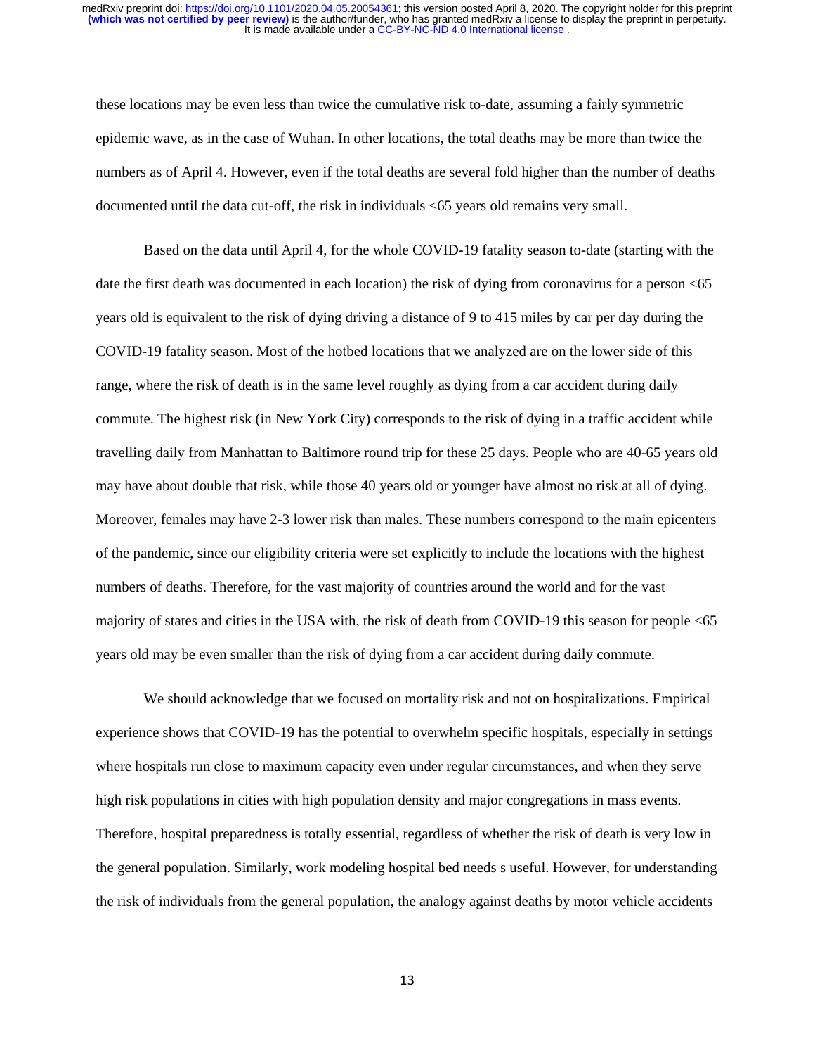these locations may be even less than twice the cumulative risk to-date, assuming a fairly symmetric epidemic wave, as in the case of Wuhan. In other locations, the total deaths may be more than twice the numbers as of April 4. However, even if the total deaths are several fold higher than the number of deaths documented until the data cut-off, the risk in individuals <65 years old remains very small.

Based on the data until April 4, for the whole COVID-19 fatality season to-date (starting with the date the first death was documented in each location) the risk of dying from coronavirus for a person <65 years old is equivalent to the risk of dying driving a distance of 9 to 415 miles by car per day during the COVID-19 fatality season. Most of the hotbed locations that we analyzed are on the lower side of this range, where the risk of death is in the same level roughly as dying from a car accident during daily commute. The highest risk (in New York City) corresponds to the risk of dying in a traffic accident while travelling daily from Manhattan to Baltimore round trip for these 25 days. People who are 40-65 years old may have about double that risk, while those 40 years old or younger have almost no risk at all of dying. Moreover, females may have 2-3 lower risk than males. These numbers correspond to the main epicenters of the pandemic, since our eligibility criteria were set explicitly to include the locations with the highest numbers of deaths. Therefore, for the vast majority of countries around the world and for the vast majority of states and cities in the USA with, the risk of death from COVID-19 this season for people <65 years old may be even smaller than the risk of dying from a car accident during daily commute.

We should acknowledge that we focused on mortality risk and not on hospitalizations. Empirical experience shows that COVID-19 has the potential to overwhelm specific hospitals, especially in settings where hospitals run close to maximum capacity even under regular circumstances, and when they serve high risk populations in cities with high population density and major congregations in mass events. Therefore, hospital preparedness is totally essential, regardless of whether the risk of death is very low in the general population. Similarly, work modeling hospital bed needs s useful. However, for understanding the risk of individuals from the general population, the analogy against deaths by motor vehicle accidents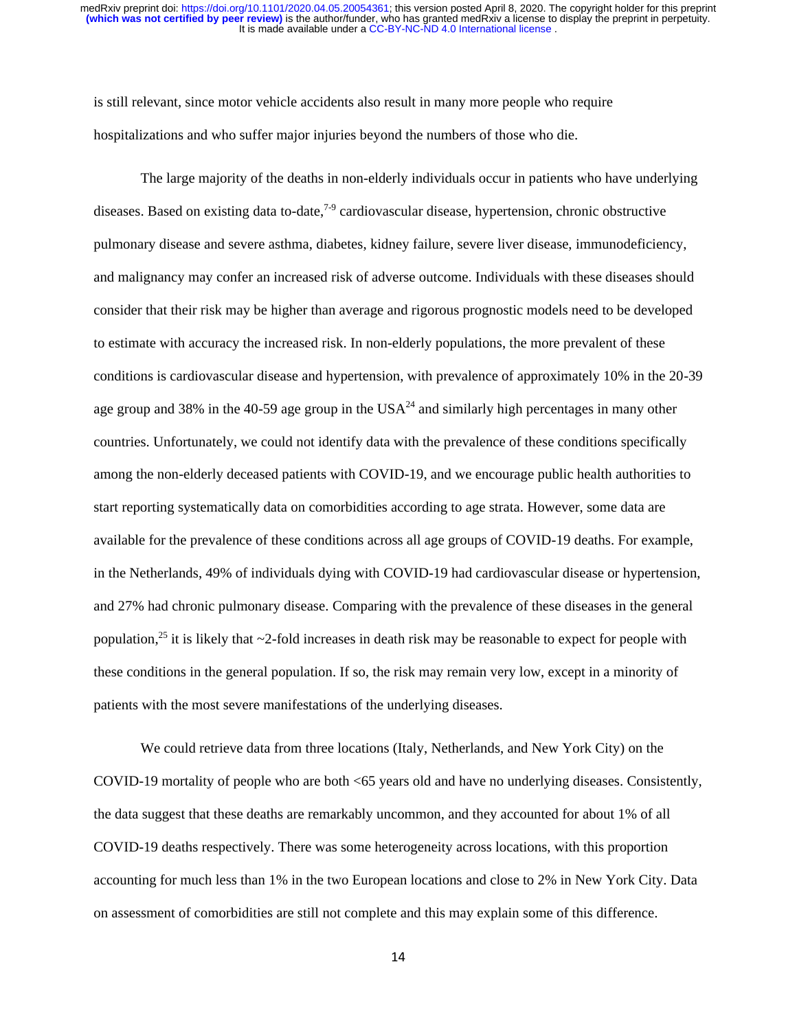is still relevant, since motor vehicle accidents also result in many more people who require hospitalizations and who suffer major injuries beyond the numbers of those who die.

The large majority of the deaths in non-elderly individuals occur in patients who have underlying diseases. Based on existing data to-date,[7-9] cardiovascular disease, hypertension, chronic obstructive pulmonary disease and severe asthma, diabetes, kidney failure, severe liver disease, immunodeficiency, and malignancy may confer an increased risk of adverse outcome. Individuals with these diseases should consider that their risk may be higher than average and rigorous prognostic models need to be developed to estimate with accuracy the increased risk. In non-elderly populations, the more prevalent of these conditions is cardiovascular disease and hypertension, with prevalence of approximately 10% in the 20-39 age group and 38% in the 40-59 age group in the USA[24] and similarly high percentages in many other countries. Unfortunately, we could not identify data with the prevalence of these conditions specifically among the non-elderly deceased patients with COVID-19, and we encourage public health authorities to start reporting systematically data on comorbidities according to age strata. However, some data are available for the prevalence of these conditions across all age groups of COVID-19 deaths. For example, in the Netherlands, 49% of individuals dying with COVID-19 had cardiovascular disease or hypertension, and 27% had chronic pulmonary disease. Comparing with the prevalence of these diseases in the general population,[25] it is likely that ~2-fold increases in death risk may be reasonable to expect for people with these conditions in the general population. If so, the risk may remain very low, except in a minority of patients with the most severe manifestations of the underlying diseases.

We could retrieve data from three locations (Italy, Netherlands, and New York City) on the COVID-19 mortality of people who are both <65 years old and have no underlying diseases. Consistently, the data suggest that these deaths are remarkably uncommon, and they accounted for about 1% of all COVID-19 deaths respectively. There was some heterogeneity across locations, with this proportion accounting for much less than 1% in the two European locations and close to 2% in New York City. Data on assessment of comorbidities are still not complete and this may explain some of this difference.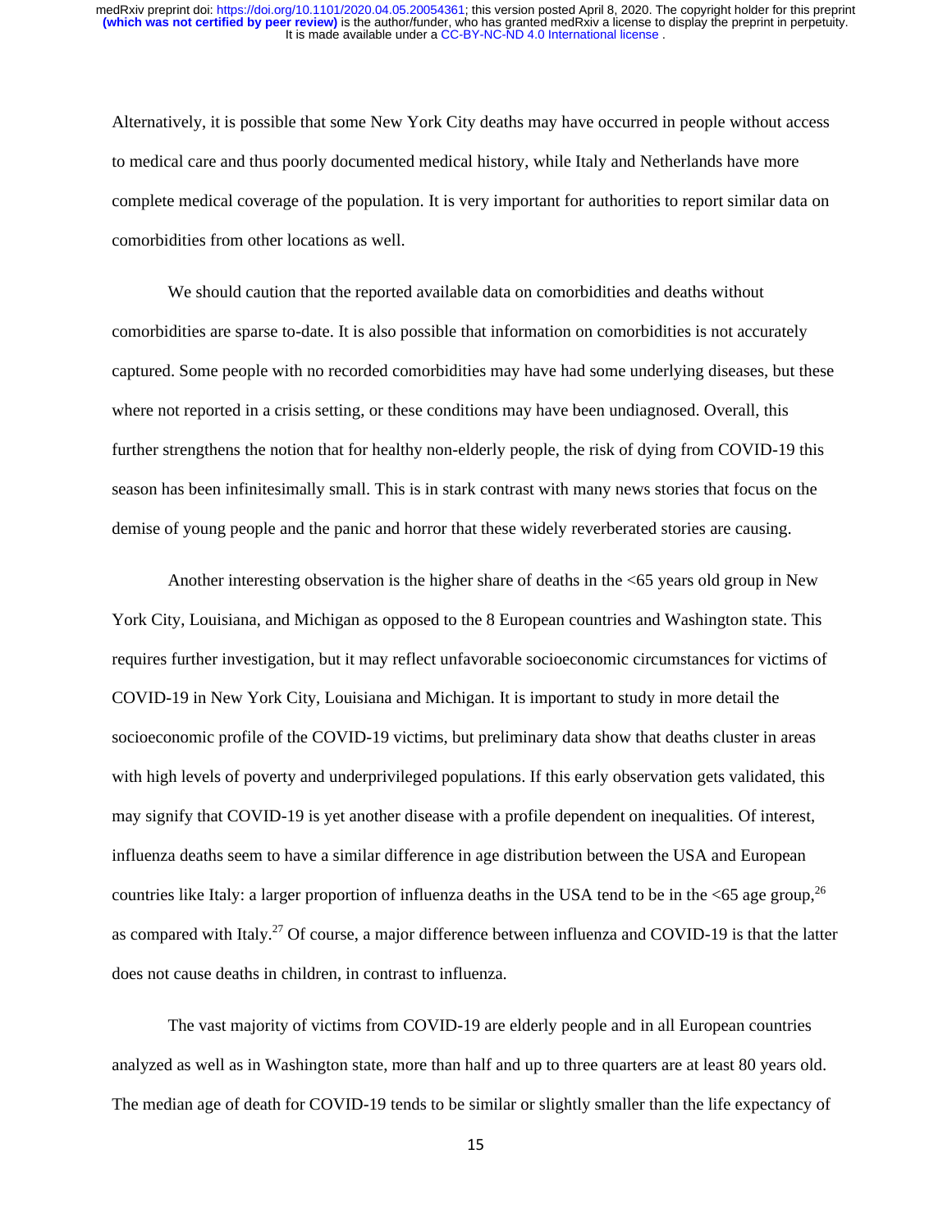Alternatively, it is possible that some New York City deaths may have occurred in people without access to medical care and thus poorly documented medical history, while Italy and Netherlands have more complete medical coverage of the population. It is very important for authorities to report similar data on comorbidities from other locations as well.

We should caution that the reported available data on comorbidities and deaths without comorbidities are sparse to-date. It is also possible that information on comorbidities is not accurately captured. Some people with no recorded comorbidities may have had some underlying diseases, but these where not reported in a crisis setting, or these conditions may have been undiagnosed. Overall, this further strengthens the notion that for healthy non-elderly people, the risk of dying from COVID-19 this season has been infinitesimally small. This is in stark contrast with many news stories that focus on the demise of young people and the panic and horror that these widely reverberated stories are causing.

Another interesting observation is the higher share of deaths in the <65 years old group in New York City, Louisiana, and Michigan as opposed to the 8 European countries and Washington state. This requires further investigation, but it may reflect unfavorable socioeconomic circumstances for victims of COVID-19 in New York City, Louisiana and Michigan. It is important to study in more detail the socioeconomic profile of the COVID-19 victims, but preliminary data show that deaths cluster in areas with high levels of poverty and underprivileged populations. If this early observation gets validated, this may signify that COVID-19 is yet another disease with a profile dependent on inequalities. Of interest, influenza deaths seem to have a similar difference in age distribution between the USA and European countries like Italy: a larger proportion of influenza deaths in the USA tend to be in the <65 age group,[26] as compared with Italy.[27] Of course, a major difference between influenza and COVID-19 is that the latter does not cause deaths in children, in contrast to influenza.

The vast majority of victims from COVID-19 are elderly people and in all European countries analyzed as well as in Washington state, more than half and up to three quarters are at least 80 years old. The median age of death for COVID-19 tends to be similar or slightly smaller than the life expectancy of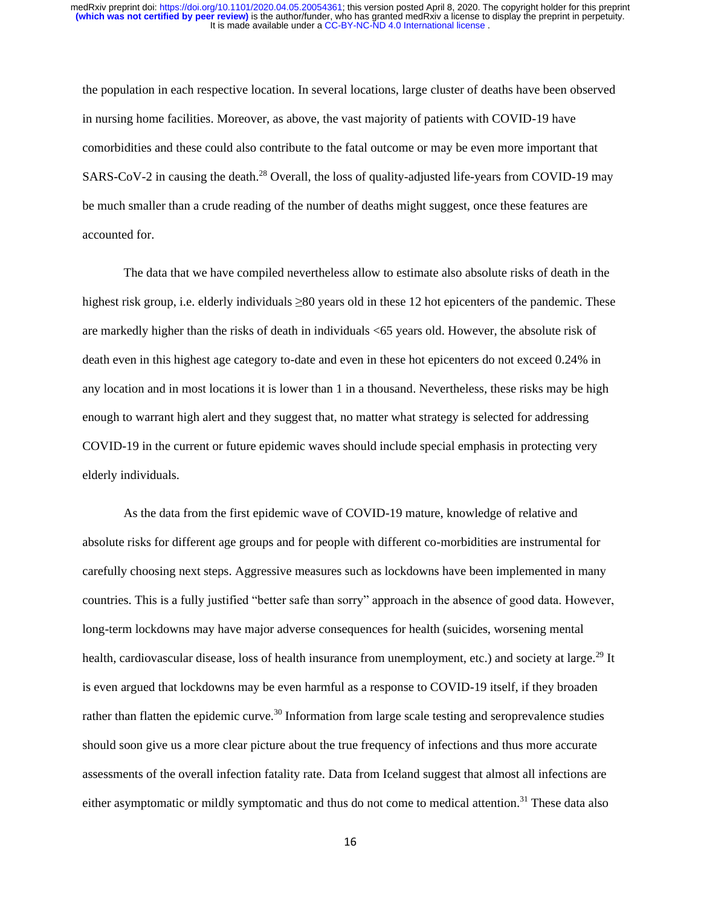the population in each respective location. In several locations, large cluster of deaths have been observed in nursing home facilities. Moreover, as above, the vast majority of patients with COVID-19 have comorbidities and these could also contribute to the fatal outcome or may be even more important that SARS-CoV-2 in causing the death.[28] Overall, the loss of quality-adjusted life-years from COVID-19 may be much smaller than a crude reading of the number of deaths might suggest, once these features are accounted for.

The data that we have compiled nevertheless allow to estimate also absolute risks of death in the highest risk group, i.e. elderly individuals ≥80 years old in these 12 hot epicenters of the pandemic. These are markedly higher than the risks of death in individuals <65 years old. However, the absolute risk of death even in this highest age category to-date and even in these hot epicenters do not exceed 0.24% in any location and in most locations it is lower than 1 in a thousand. Nevertheless, these risks may be high enough to warrant high alert and they suggest that, no matter what strategy is selected for addressing COVID-19 in the current or future epidemic waves should include special emphasis in protecting very elderly individuals.

As the data from the first epidemic wave of COVID-19 mature, knowledge of relative and absolute risks for different age groups and for people with different co-morbidities are instrumental for carefully choosing next steps. Aggressive measures such as lockdowns have been implemented in many countries. This is a fully justified "better safe than sorry" approach in the absence of good data. However, long-term lockdowns may have major adverse consequences for health (suicides, worsening mental health, cardiovascular disease, loss of health insurance from unemployment, etc.) and society at large.[29] It is even argued that lockdowns may be even harmful as a response to COVID-19 itself, if they broaden rather than flatten the epidemic curve.[30] Information from large scale testing and seroprevalence studies should soon give us a more clear picture about the true frequency of infections and thus more accurate assessments of the overall infection fatality rate. Data from Iceland suggest that almost all infections are either asymptomatic or mildly symptomatic and thus do not come to medical attention.[31] These data also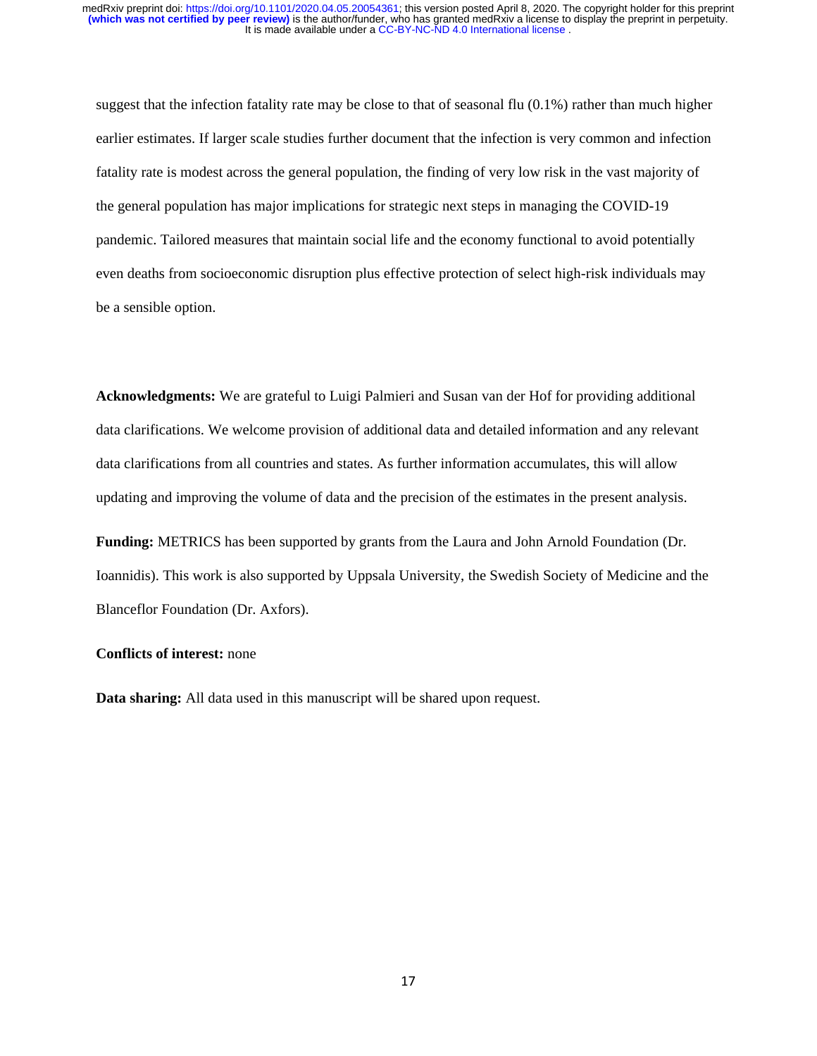suggest that the infection fatality rate may be close to that of seasonal flu (0.1%) rather than much higher earlier estimates. If larger scale studies further document that the infection is very common and infection fatality rate is modest across the general population, the finding of very low risk in the vast majority of the general population has major implications for strategic next steps in managing the COVID-19 pandemic. Tailored measures that maintain social life and the economy functional to avoid potentially even deaths from socioeconomic disruption plus effective protection of select high-risk individuals may be a sensible option.

**Acknowledgments:** We are grateful to Luigi Palmieri and Susan van der Hof for providing additional data clarifications. We welcome provision of additional data and detailed information and any relevant data clarifications from all countries and states. As further information accumulates, this will allow updating and improving the volume of data and the precision of the estimates in the present analysis.

**Funding:** METRICS has been supported by grants from the Laura and John Arnold Foundation (Dr. Ioannidis). This work is also supported by Uppsala University, the Swedish Society of Medicine and the Blanceflor Foundation (Dr. Axfors).

**Conflicts of interest:** none

**Data sharing:** All data used in this manuscript will be shared upon request.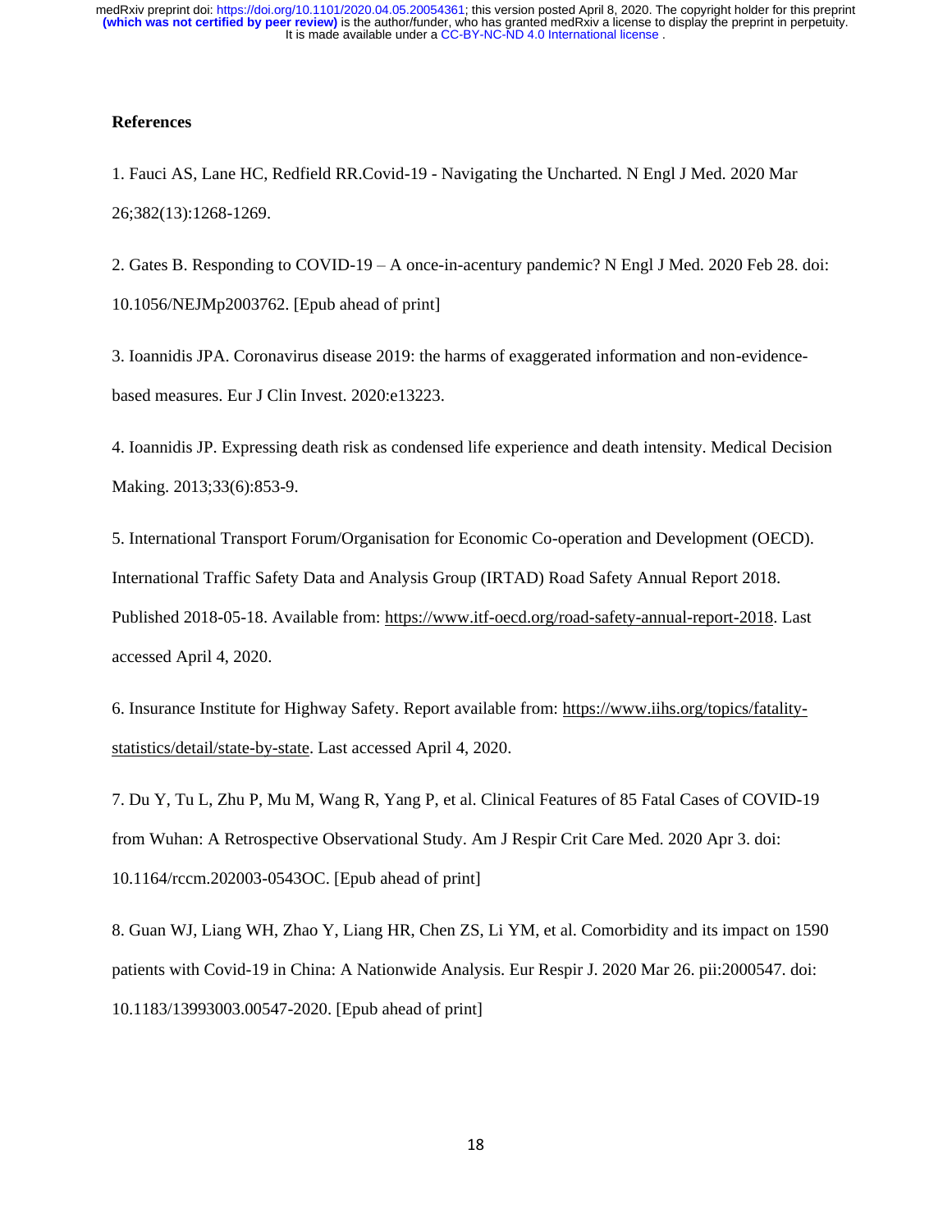**References**

1. Fauci AS, Lane HC, Redfield RR.Covid-19 - Navigating the Uncharted. N Engl J Med. 2020 Mar 26;382(13):1268-1269.

2. Gates B. Responding to COVID-19 – A once-in-acentury pandemic? N Engl J Med. 2020 Feb 28. doi: 10.1056/NEJMp2003762. [Epub ahead of print]

3. Ioannidis JPA. Coronavirus disease 2019: the harms of exaggerated information and non-evidence-based measures. Eur J Clin Invest. 2020:e13223.

4. Ioannidis JP. Expressing death risk as condensed life experience and death intensity. Medical Decision Making. 2013;33(6):853-9.

5. International Transport Forum/Organisation for Economic Co-operation and Development (OECD). International Traffic Safety Data and Analysis Group (IRTAD) Road Safety Annual Report 2018. Published 2018-05-18. Available from: https://www.itf-oecd.org/road-safety-annual-report-2018. Last accessed April 4, 2020.

6. Insurance Institute for Highway Safety. Report available from: https://www.iihs.org/topics/fatality-statistics/detail/state-by-state. Last accessed April 4, 2020.

7. Du Y, Tu L, Zhu P, Mu M, Wang R, Yang P, et al. Clinical Features of 85 Fatal Cases of COVID-19 from Wuhan: A Retrospective Observational Study. Am J Respir Crit Care Med. 2020 Apr 3. doi: 10.1164/rccm.202003-0543OC. [Epub ahead of print]

8. Guan WJ, Liang WH, Zhao Y, Liang HR, Chen ZS, Li YM, et al. Comorbidity and its impact on 1590 patients with Covid-19 in China: A Nationwide Analysis. Eur Respir J. 2020 Mar 26. pii:2000547. doi: 10.1183/13993003.00547-2020. [Epub ahead of print]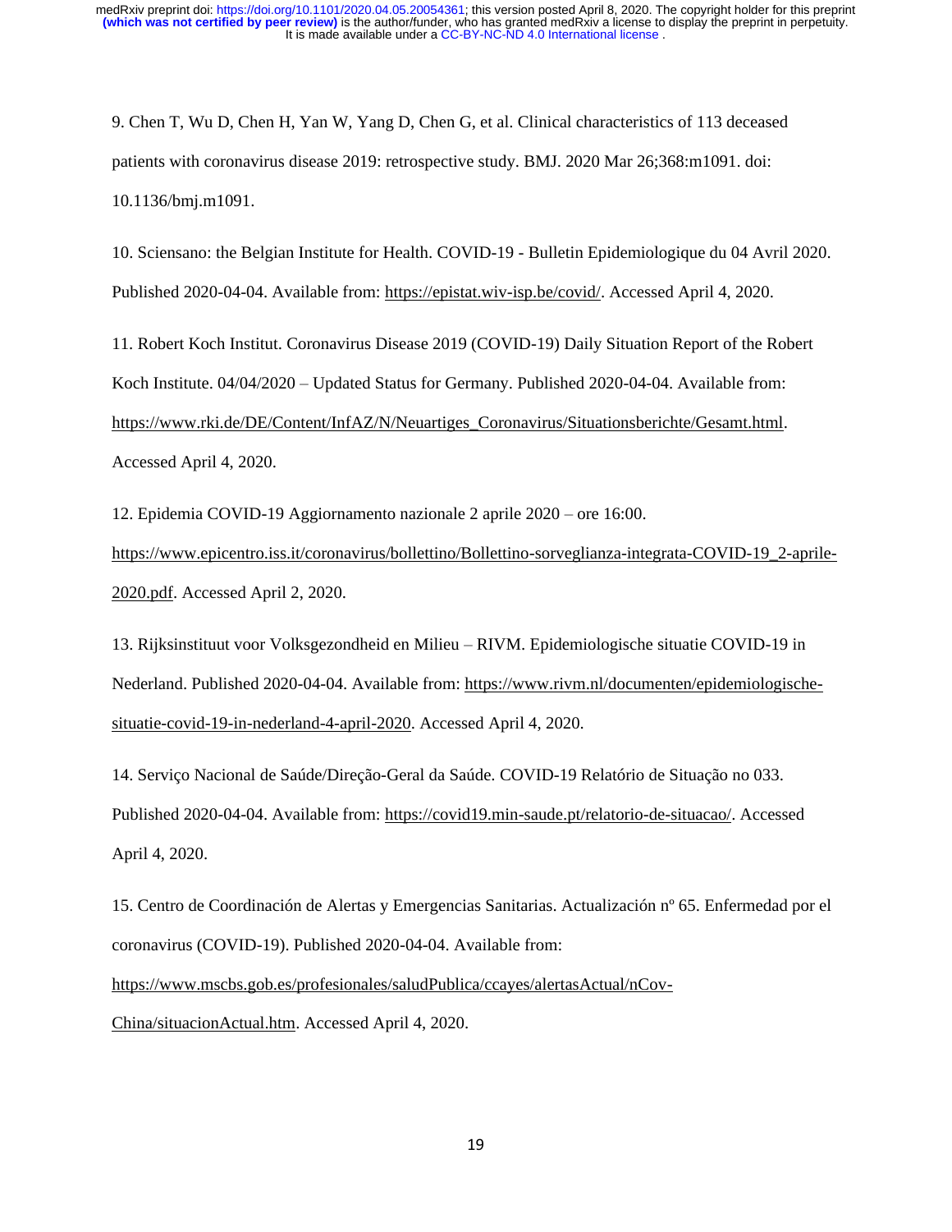9. Chen T, Wu D, Chen H, Yan W, Yang D, Chen G, et al. Clinical characteristics of 113 deceased patients with coronavirus disease 2019: retrospective study. BMJ. 2020 Mar 26;368:m1091. doi: 10.1136/bmj.m1091.

10. Sciensano: the Belgian Institute for Health. COVID-19 - Bulletin Epidemiologique du 04 Avril 2020. Published 2020-04-04. Available from: https://epistat.wiv-isp.be/covid/. Accessed April 4, 2020.

11. Robert Koch Institut. Coronavirus Disease 2019 (COVID-19) Daily Situation Report of the Robert Koch Institute. 04/04/2020 – Updated Status for Germany. Published 2020-04-04. Available from: https://www.rki.de/DE/Content/InfAZ/N/Neuartiges_Coronavirus/Situationsberichte/Gesamt.html. Accessed April 4, 2020.

12. Epidemia COVID-19 Aggiornamento nazionale 2 aprile 2020 – ore 16:00. https://www.epicentro.iss.it/coronavirus/bollettino/Bollettino-sorveglianza-integrata-COVID-19_2-aprile-2020.pdf. Accessed April 2, 2020.

13. Rijksinstituut voor Volksgezondheid en Milieu – RIVM. Epidemiologische situatie COVID-19 in Nederland. Published 2020-04-04. Available from: https://www.rivm.nl/documenten/epidemiologische-situatie-covid-19-in-nederland-4-april-2020. Accessed April 4, 2020.

14. Serviço Nacional de Saúde/Direção-Geral da Saúde. COVID-19 Relatório de Situação no 033. Published 2020-04-04. Available from: https://covid19.min-saude.pt/relatorio-de-situacao/. Accessed April 4, 2020.

15. Centro de Coordinación de Alertas y Emergencias Sanitarias. Actualización nº 65. Enfermedad por el coronavirus (COVID-19). Published 2020-04-04. Available from: https://www.mscbs.gob.es/profesionales/saludPublica/ccayes/alertasActual/nCov-China/situacionActual.htm. Accessed April 4, 2020.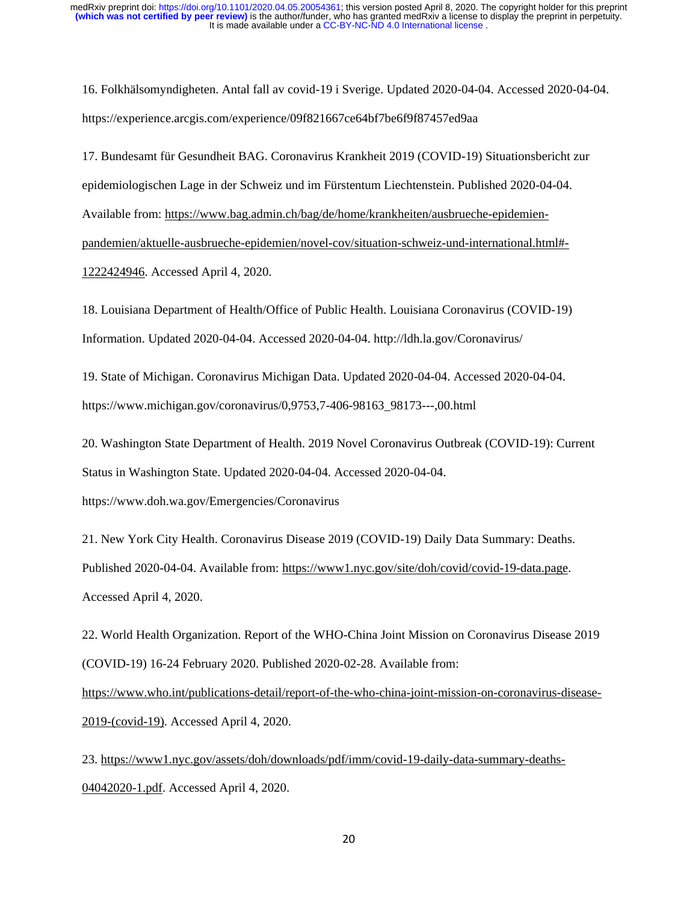16. Folkhälsomyndigheten. Antal fall av covid-19 i Sverige. Updated 2020-04-04. Accessed 2020-04-04. https://experience.arcgis.com/experience/09f821667ce64bf7be6f9f87457ed9aa

17. Bundesamt für Gesundheit BAG. Coronavirus Krankheit 2019 (COVID-19) Situationsbericht zur epidemiologischen Lage in der Schweiz und im Fürstentum Liechtenstein. Published 2020-04-04. Available from: https://www.bag.admin.ch/bag/de/home/krankheiten/ausbrueche-epidemien-pandemien/aktuelle-ausbrueche-epidemien/novel-cov/situation-schweiz-und-international.html#-1222424946. Accessed April 4, 2020.

18. Louisiana Department of Health/Office of Public Health. Louisiana Coronavirus (COVID-19) Information. Updated 2020-04-04. Accessed 2020-04-04. http://ldh.la.gov/Coronavirus/

19. State of Michigan. Coronavirus Michigan Data. Updated 2020-04-04. Accessed 2020-04-04. https://www.michigan.gov/coronavirus/0,9753,7-406-98163_98173---,00.html

20. Washington State Department of Health. 2019 Novel Coronavirus Outbreak (COVID-19): Current Status in Washington State. Updated 2020-04-04. Accessed 2020-04-04. https://www.doh.wa.gov/Emergencies/Coronavirus

21. New York City Health. Coronavirus Disease 2019 (COVID-19) Daily Data Summary: Deaths. Published 2020-04-04. Available from: https://www1.nyc.gov/site/doh/covid/covid-19-data.page. Accessed April 4, 2020.

22. World Health Organization. Report of the WHO-China Joint Mission on Coronavirus Disease 2019 (COVID-19) 16-24 February 2020. Published 2020-02-28. Available from: https://www.who.int/publications-detail/report-of-the-who-china-joint-mission-on-coronavirus-disease-2019-(covid-19). Accessed April 4, 2020.

23. https://www1.nyc.gov/assets/doh/downloads/pdf/imm/covid-19-daily-data-summary-deaths-04042020-1.pdf. Accessed April 4, 2020.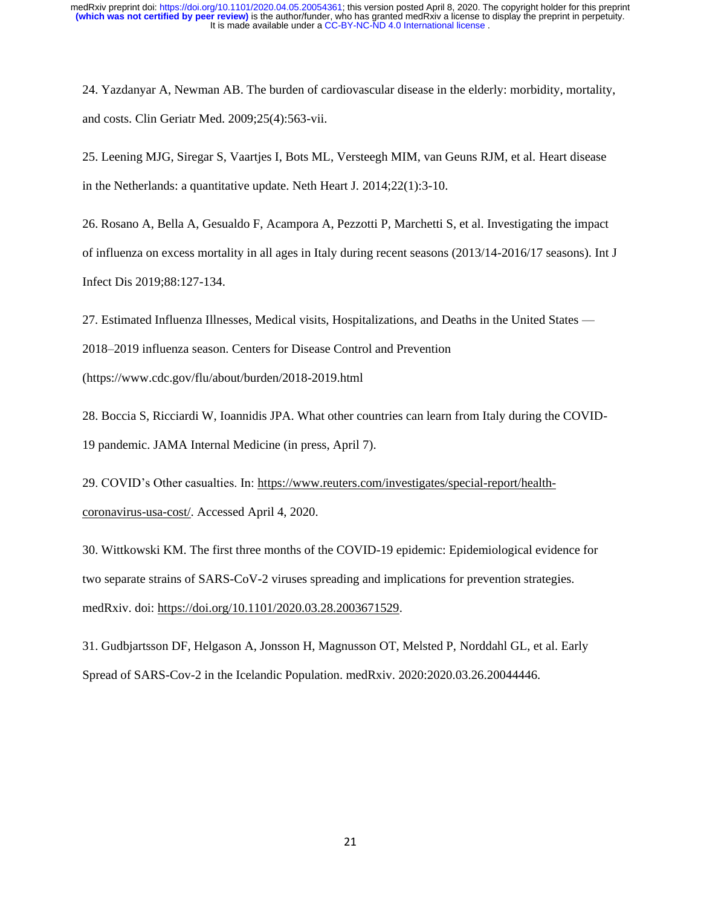24. Yazdanyar A, Newman AB. The burden of cardiovascular disease in the elderly: morbidity, mortality, and costs. Clin Geriatr Med. 2009;25(4):563-vii.

25. Leening MJG, Siregar S, Vaartjes I, Bots ML, Versteegh MIM, van Geuns RJM, et al. Heart disease in the Netherlands: a quantitative update. Neth Heart J. 2014;22(1):3-10.

26. Rosano A, Bella A, Gesualdo F, Acampora A, Pezzotti P, Marchetti S, et al. Investigating the impact of influenza on excess mortality in all ages in Italy during recent seasons (2013/14-2016/17 seasons). Int J Infect Dis 2019;88:127-134.

27. Estimated Influenza Illnesses, Medical visits, Hospitalizations, and Deaths in the United States — 2018–2019 influenza season. Centers for Disease Control and Prevention (https://www.cdc.gov/flu/about/burden/2018-2019.html

28. Boccia S, Ricciardi W, Ioannidis JPA. What other countries can learn from Italy during the COVID-19 pandemic. JAMA Internal Medicine (in press, April 7).

29. COVID's Other casualties. In: https://www.reuters.com/investigates/special-report/health-coronavirus-usa-cost/. Accessed April 4, 2020.

30. Wittkowski KM. The first three months of the COVID-19 epidemic: Epidemiological evidence for two separate strains of SARS-CoV-2 viruses spreading and implications for prevention strategies. medRxiv. doi: https://doi.org/10.1101/2020.03.28.2003671529.

31. Gudbjartsson DF, Helgason A, Jonsson H, Magnusson OT, Melsted P, Norddahl GL, et al. Early Spread of SARS-Cov-2 in the Icelandic Population. medRxiv. 2020:2020.03.26.20044446.